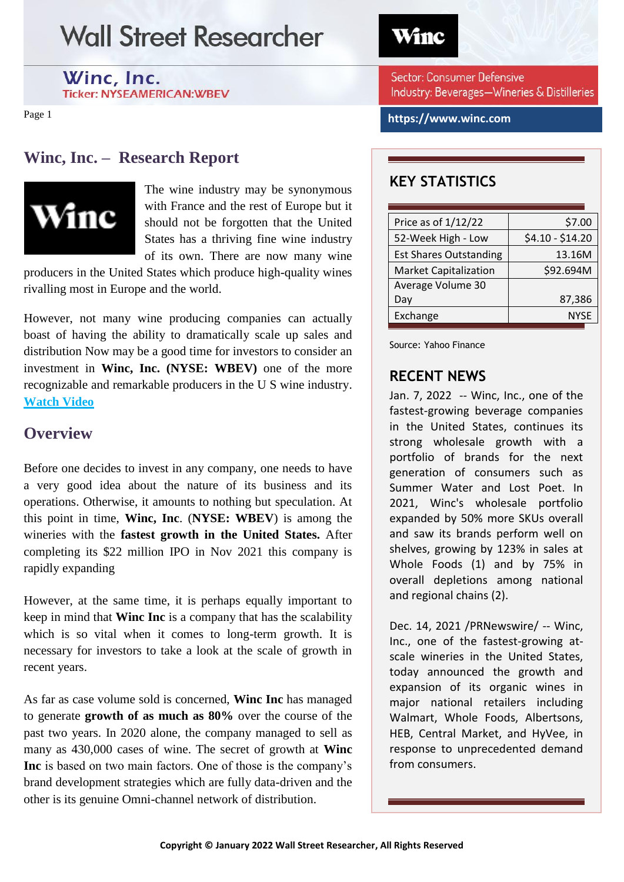# Wall Street Researcher

**Winc, Inc.**
Ticker: NYSEAMERICAN:WBEV

Sector: Consumer Defensive
Industry: Beverages—Wineries & Distilleries

https://www.winc.com

## Winc, Inc. – Research Report

The wine industry may be synonymous with France and the rest of Europe but it should not be forgotten that the United States has a thriving fine wine industry of its own. There are now many wine producers in the United States which produce high-quality wines rivalling most in Europe and the world.

However, not many wine producing companies can actually boast of having the ability to dramatically scale up sales and distribution Now may be a good time for investors to consider an investment in **Winc, Inc. (NYSE: WBEV)** one of the more recognizable and remarkable producers in the U S wine industry. [Watch Video]

## Overview

Before one decides to invest in any company, one needs to have a very good idea about the nature of its business and its operations. Otherwise, it amounts to nothing but speculation. At this point in time, **Winc, Inc**. (**NYSE: WBEV**) is among the wineries with the **fastest growth in the United States.** After completing its $22 million IPO in Nov 2021 this company is rapidly expanding

However, at the same time, it is perhaps equally important to keep in mind that **Winc Inc** is a company that has the scalability which is so vital when it comes to long-term growth. It is necessary for investors to take a look at the scale of growth in recent years.

As far as case volume sold is concerned, **Winc Inc** has managed to generate **growth of as much as 80%** over the course of the past two years. In 2020 alone, the company managed to sell as many as 430,000 cases of wine. The secret of growth at **Winc Inc** is based on two main factors. One of those is the company's brand development strategies which are fully data-driven and the other is its genuine Omni-channel network of distribution.

## KEY STATISTICS

| | |
|---|---|
| Price as of 1/12/22 | $7.00 |
| 52-Week High - Low | $4.10 - $14.20 |
| Est Shares Outstanding | 13.16M |
| Market Capitalization | $92.694M |
| Average Volume 30 Day | 87,386 |
| Exchange | NYSE |

Source: Yahoo Finance

## RECENT NEWS

Jan. 7, 2022 -- Winc, Inc., one of the fastest-growing beverage companies in the United States, continues its strong wholesale growth with a portfolio of brands for the next generation of consumers such as Summer Water and Lost Poet. In 2021, Winc's wholesale portfolio expanded by 50% more SKUs overall and saw its brands perform well on shelves, growing by 123% in sales at Whole Foods (1) and by 75% in overall depletions among national and regional chains (2).

Dec. 14, 2021 /PRNewswire/ -- Winc, Inc., one of the fastest-growing at-scale wineries in the United States, today announced the growth and expansion of its organic wines in major national retailers including Walmart, Whole Foods, Albertsons, HEB, Central Market, and HyVee, in response to unprecedented demand from consumers.

Copyright © January 2022 Wall Street Researcher, All Rights Reserved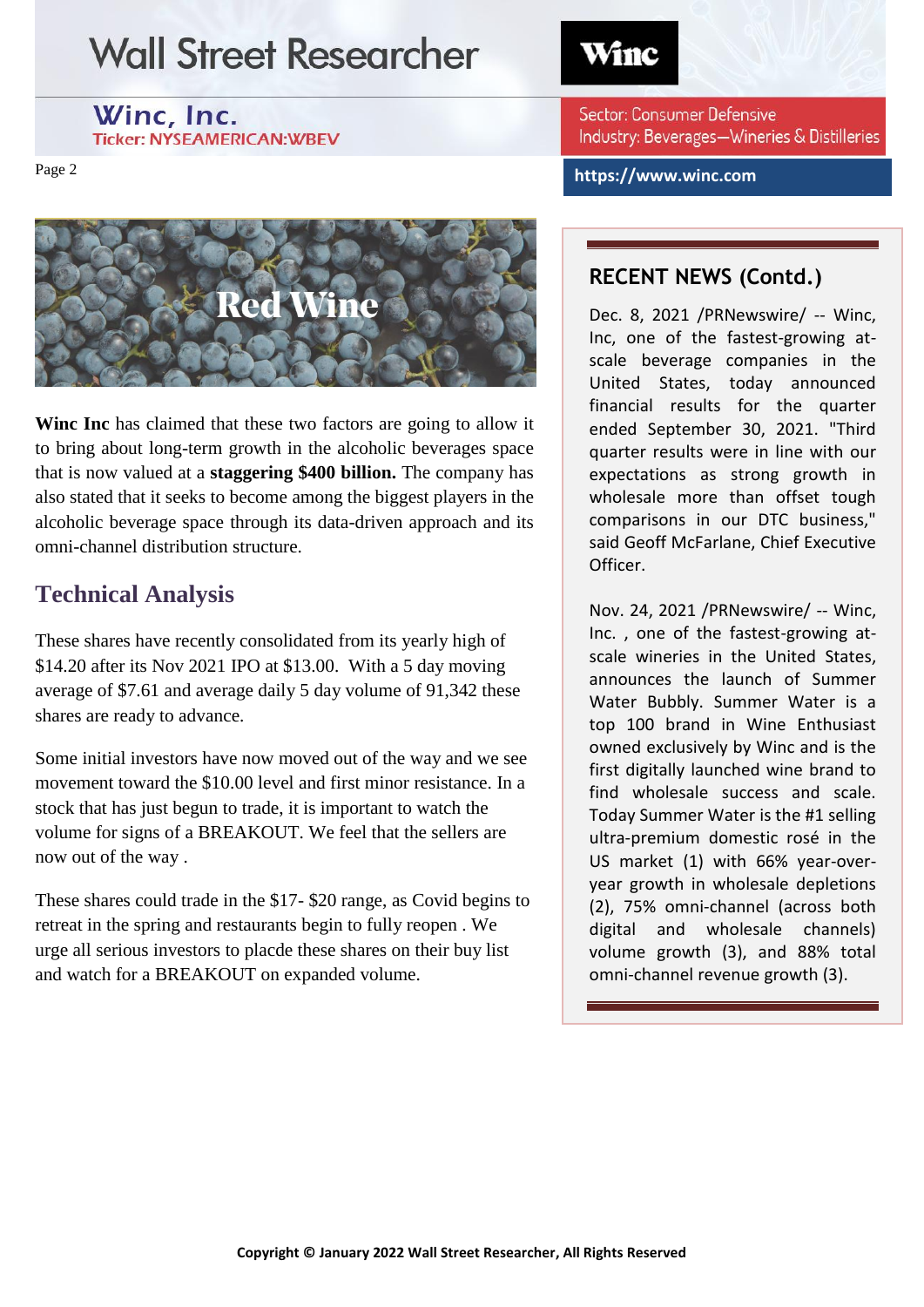# Red Wine

**Winc Inc** has claimed that these two factors are going to allow it to bring about long-term growth in the alcoholic beverages space that is now valued at a **staggering $400 billion.** The company has also stated that it seeks to become among the biggest players in the alcoholic beverage space through its data-driven approach and its omni-channel distribution structure.

## Technical Analysis

These shares have recently consolidated from its yearly high of $14.20 after its Nov 2021 IPO at $13.00. With a 5 day moving average of $7.61 and average daily 5 day volume of 91,342 these shares are ready to advance.

Some initial investors have now moved out of the way and we see movement toward the $10.00 level and first minor resistance. In a stock that has just begun to trade, it is important to watch the volume for signs of a BREAKOUT. We feel that the sellers are now out of the way .

These shares could trade in the $17- $20 range, as Covid begins to retreat in the spring and restaurants begin to fully reopen . We urge all serious investors to placde these shares on their buy list and watch for a BREAKOUT on expanded volume.

## RECENT NEWS (Contd.)

Dec. 8, 2021 /PRNewswire/ -- Winc, Inc, one of the fastest-growing at-scale beverage companies in the United States, today announced financial results for the quarter ended September 30, 2021. "Third quarter results were in line with our expectations as strong growth in wholesale more than offset tough comparisons in our DTC business," said Geoff McFarlane, Chief Executive Officer.

Nov. 24, 2021 /PRNewswire/ -- Winc, Inc. , one of the fastest-growing at-scale wineries in the United States, announces the launch of Summer Water Bubbly. Summer Water is a top 100 brand in Wine Enthusiast owned exclusively by Winc and is the first digitally launched wine brand to find wholesale success and scale. Today Summer Water is the #1 selling ultra-premium domestic rosé in the US market (1) with 66% year-over-year growth in wholesale depletions (2), 75% omni-channel (across both digital and wholesale channels) volume growth (3), and 88% total omni-channel revenue growth (3).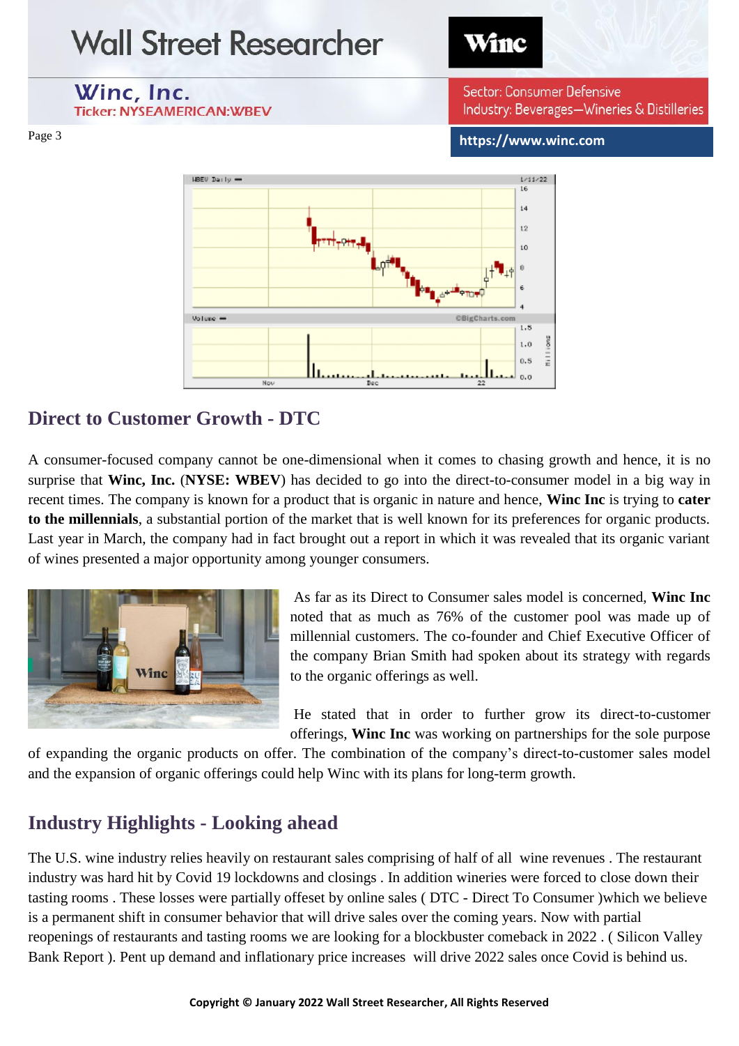## Direct to Customer Growth - DTC

A consumer-focused company cannot be one-dimensional when it comes to chasing growth and hence, it is no surprise that **Winc, Inc.** (**NYSE: WBEV**) has decided to go into the direct-to-consumer model in a big way in recent times. The company is known for a product that is organic in nature and hence, **Winc Inc** is trying to **cater to the millennials**, a substantial portion of the market that is well known for its preferences for organic products. Last year in March, the company had in fact brought out a report in which it was revealed that its organic variant of wines presented a major opportunity among younger consumers.

As far as its Direct to Consumer sales model is concerned, **Winc Inc** noted that as much as 76% of the customer pool was made up of millennial customers. The co-founder and Chief Executive Officer of the company Brian Smith had spoken about its strategy with regards to the organic offerings as well.

He stated that in order to further grow its direct-to-customer offerings, **Winc Inc** was working on partnerships for the sole purpose of expanding the organic products on offer. The combination of the company's direct-to-customer sales model and the expansion of organic offerings could help Winc with its plans for long-term growth.

## Industry Highlights - Looking ahead

The U.S. wine industry relies heavily on restaurant sales comprising of half of all wine revenues . The restaurant industry was hard hit by Covid 19 lockdowns and closings . In addition wineries were forced to close down their tasting rooms . These losses were partially offeset by online sales ( DTC - Direct To Consumer )which we believe is a permanent shift in consumer behavior that will drive sales over the coming years. Now with partial reopenings of restaurants and tasting rooms we are looking for a blockbuster comeback in 2022 . ( Silicon Valley Bank Report ). Pent up demand and inflationary price increases will drive 2022 sales once Covid is behind us.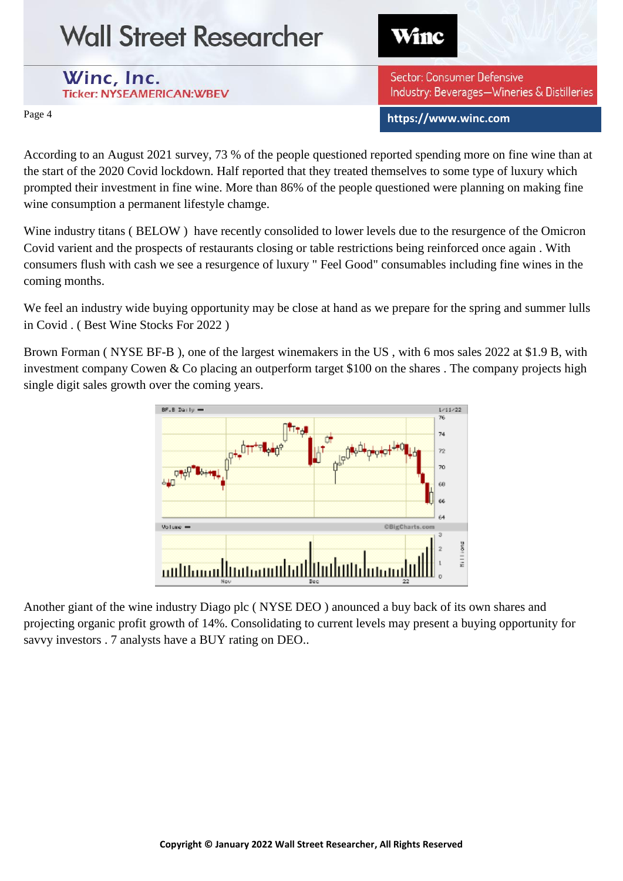According to an August 2021 survey, 73 % of the people questioned reported spending more on fine wine than at the start of the 2020 Covid lockdown. Half reported that they treated themselves to some type of luxury which prompted their investment in fine wine. More than 86% of the people questioned were planning on making fine wine consumption a permanent lifestyle chamge.

Wine industry titans ( BELOW ) have recently consolided to lower levels due to the resurgence of the Omicron Covid varient and the prospects of restaurants closing or table restrictions being reinforced once again . With consumers flush with cash we see a resurgence of luxury " Feel Good" consumables including fine wines in the coming months.

We feel an industry wide buying opportunity may be close at hand as we prepare for the spring and summer lulls in Covid . ( Best Wine Stocks For 2022 )

Brown Forman ( NYSE BF-B ), one of the largest winemakers in the US , with 6 mos sales 2022 at $1.9 B, with investment company Cowen & Co placing an outperform target $100 on the shares . The company projects high single digit sales growth over the coming years.

Another giant of the wine industry Diago plc ( NYSE DEO ) anounced a buy back of its own shares and projecting organic profit growth of 14%. Consolidating to current levels may present a buying opportunity for savvy investors . 7 analysts have a BUY rating on DEO..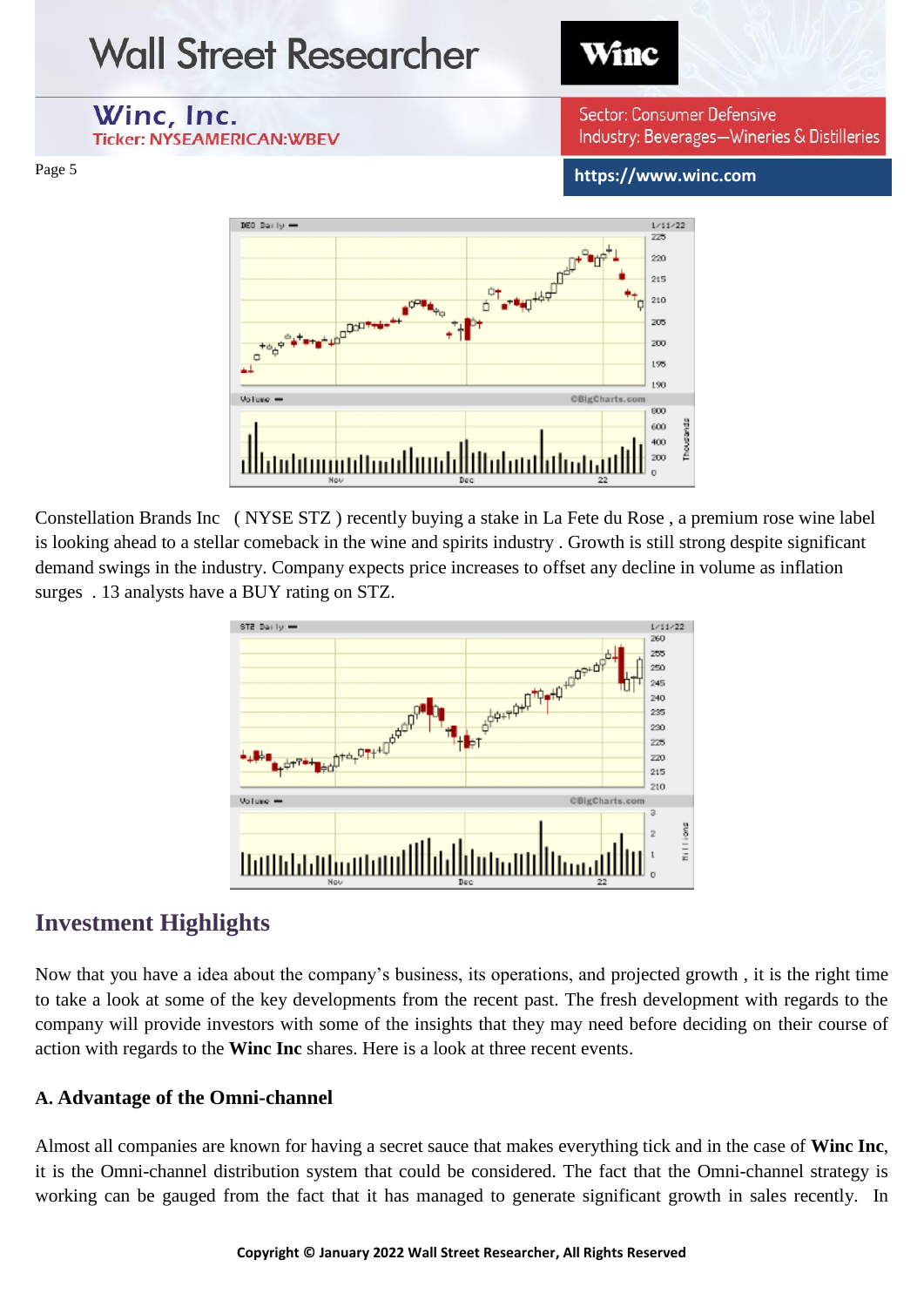Constellation Brands Inc ( NYSE STZ ) recently buying a stake in La Fete du Rose , a premium rose wine label is looking ahead to a stellar comeback in the wine and spirits industry . Growth is still strong despite significant demand swings in the industry. Company expects price increases to offset any decline in volume as inflation surges . 13 analysts have a BUY rating on STZ.

## Investment Highlights

Now that you have a idea about the company's business, its operations, and projected growth , it is the right time to take a look at some of the key developments from the recent past. The fresh development with regards to the company will provide investors with some of the insights that they may need before deciding on their course of action with regards to the **Winc Inc** shares. Here is a look at three recent events.

### A. Advantage of the Omni-channel

Almost all companies are known for having a secret sauce that makes everything tick and in the case of **Winc Inc**, it is the Omni-channel distribution system that could be considered. The fact that the Omni-channel strategy is working can be gauged from the fact that it has managed to generate significant growth in sales recently. In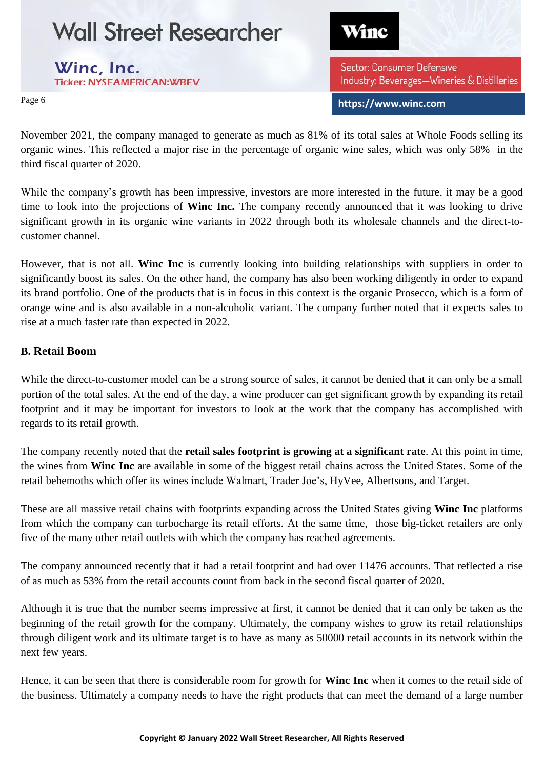November 2021, the company managed to generate as much as 81% of its total sales at Whole Foods selling its organic wines. This reflected a major rise in the percentage of organic wine sales, which was only 58% in the third fiscal quarter of 2020.

While the company's growth has been impressive, investors are more interested in the future. it may be a good time to look into the projections of **Winc Inc.** The company recently announced that it was looking to drive significant growth in its organic wine variants in 2022 through both its wholesale channels and the direct-to-customer channel.

However, that is not all. **Winc Inc** is currently looking into building relationships with suppliers in order to significantly boost its sales. On the other hand, the company has also been working diligently in order to expand its brand portfolio. One of the products that is in focus in this context is the organic Prosecco, which is a form of orange wine and is also available in a non-alcoholic variant. The company further noted that it expects sales to rise at a much faster rate than expected in 2022.

## B. Retail Boom

While the direct-to-customer model can be a strong source of sales, it cannot be denied that it can only be a small portion of the total sales. At the end of the day, a wine producer can get significant growth by expanding its retail footprint and it may be important for investors to look at the work that the company has accomplished with regards to its retail growth.

The company recently noted that the **retail sales footprint is growing at a significant rate**. At this point in time, the wines from **Winc Inc** are available in some of the biggest retail chains across the United States. Some of the retail behemoths which offer its wines include Walmart, Trader Joe's, HyVee, Albertsons, and Target.

These are all massive retail chains with footprints expanding across the United States giving **Winc Inc** platforms from which the company can turbocharge its retail efforts. At the same time, those big-ticket retailers are only five of the many other retail outlets with which the company has reached agreements.

The company announced recently that it had a retail footprint and had over 11476 accounts. That reflected a rise of as much as 53% from the retail accounts count from back in the second fiscal quarter of 2020.

Although it is true that the number seems impressive at first, it cannot be denied that it can only be taken as the beginning of the retail growth for the company. Ultimately, the company wishes to grow its retail relationships through diligent work and its ultimate target is to have as many as 50000 retail accounts in its network within the next few years.

Hence, it can be seen that there is considerable room for growth for **Winc Inc** when it comes to the retail side of the business. Ultimately a company needs to have the right products that can meet the demand of a large number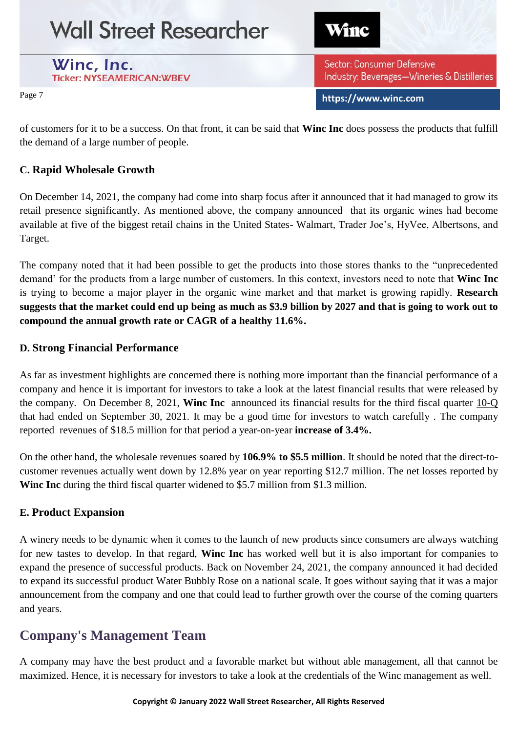of customers for it to be a success. On that front, it can be said that **Winc Inc** does possess the products that fulfill the demand of a large number of people.

### C. Rapid Wholesale Growth

On December 14, 2021, the company had come into sharp focus after it announced that it had managed to grow its retail presence significantly. As mentioned above, the company announced that its organic wines had become available at five of the biggest retail chains in the United States- Walmart, Trader Joe's, HyVee, Albertsons, and Target.

The company noted that it had been possible to get the products into those stores thanks to the "unprecedented demand' for the products from a large number of customers. In this context, investors need to note that **Winc Inc** is trying to become a major player in the organic wine market and that market is growing rapidly. **Research suggests that the market could end up being as much as $3.9 billion by 2027 and that is going to work out to compound the annual growth rate or CAGR of a healthy 11.6%.**

### D. Strong Financial Performance

As far as investment highlights are concerned there is nothing more important than the financial performance of a company and hence it is important for investors to take a look at the latest financial results that were released by the company. On December 8, 2021, **Winc Inc** announced its financial results for the third fiscal quarter 10-Q that had ended on September 30, 2021. It may be a good time for investors to watch carefully . The company reported revenues of $18.5 million for that period a year-on-year **increase of 3.4%.**

On the other hand, the wholesale revenues soared by **106.9% to $5.5 million**. It should be noted that the direct-to-customer revenues actually went down by 12.8% year on year reporting $12.7 million. The net losses reported by **Winc Inc** during the third fiscal quarter widened to $5.7 million from $1.3 million.

### E. Product Expansion

A winery needs to be dynamic when it comes to the launch of new products since consumers are always watching for new tastes to develop. In that regard, **Winc Inc** has worked well but it is also important for companies to expand the presence of successful products. Back on November 24, 2021, the company announced it had decided to expand its successful product Water Bubbly Rose on a national scale. It goes without saying that it was a major announcement from the company and one that could lead to further growth over the course of the coming quarters and years.

## Company's Management Team

A company may have the best product and a favorable market but without able management, all that cannot be maximized. Hence, it is necessary for investors to take a look at the credentials of the Winc management as well.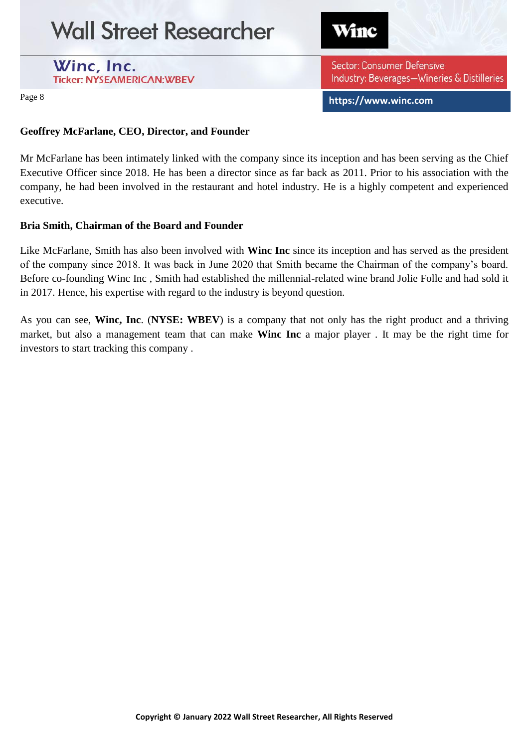**Geoffrey McFarlane, CEO, Director, and Founder**

Mr McFarlane has been intimately linked with the company since its inception and has been serving as the Chief Executive Officer since 2018. He has been a director since as far back as 2011. Prior to his association with the company, he had been involved in the restaurant and hotel industry. He is a highly competent and experienced executive.

**Bria Smith, Chairman of the Board and Founder**

Like McFarlane, Smith has also been involved with **Winc Inc** since its inception and has served as the president of the company since 2018. It was back in June 2020 that Smith became the Chairman of the company's board. Before co-founding Winc Inc , Smith had established the millennial-related wine brand Jolie Folle and had sold it in 2017. Hence, his expertise with regard to the industry is beyond question.

As you can see, **Winc, Inc**. (**NYSE: WBEV**) is a company that not only has the right product and a thriving market, but also a management team that can make **Winc Inc** a major player . It may be the right time for investors to start tracking this company .

**Copyright © January 2022 Wall Street Researcher, All Rights Reserved**